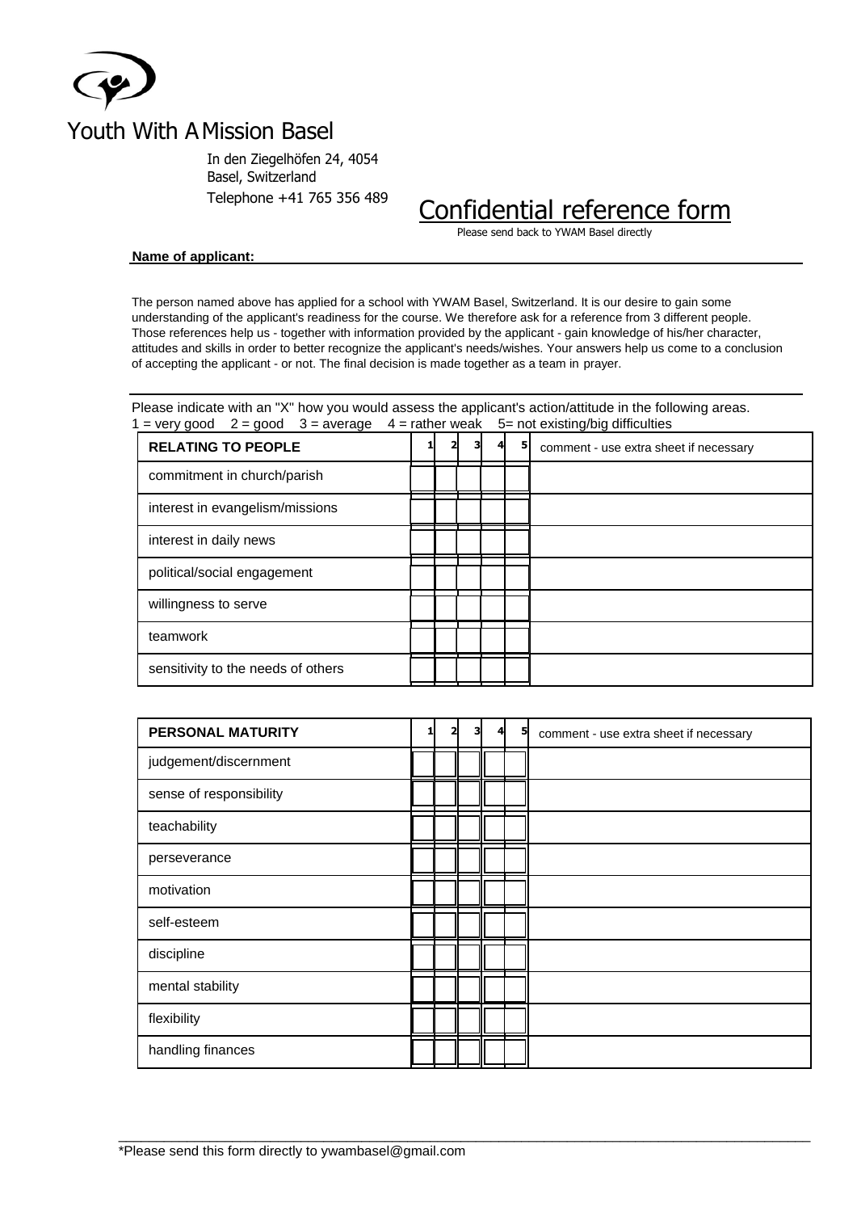# Youth With A Mission Basel

In den Ziegelhöfen 24, 4054
Basel, Switzerland
Telephone +41 765 356 489

## Confidential reference form

Please send back to YWAM Basel directly

**Name of applicant:**

The person named above has applied for a school with YWAM Basel, Switzerland. It is our desire to gain some understanding of the applicant's readiness for the course. We therefore ask for a reference from 3 different people. Those references help us - together with information provided by the applicant - gain knowledge of his/her character, attitudes and skills in order to better recognize the applicant's needs/wishes. Your answers help us come to a conclusion of accepting the applicant - or not. The final decision is made together as a team in prayer.

Please indicate with an "X" how you would assess the applicant's action/attitude in the following areas.
1 = very good 2 = good 3 = average 4 = rather weak 5= not existing/big difficulties

| RELATING TO PEOPLE | 1 | 2 | 3 | 4 | 5 | comment - use extra sheet if necessary |
|---|---|---|---|---|---|---|
| commitment in church/parish | | | | | | |
| interest in evangelism/missions | | | | | | |
| interest in daily news | | | | | | |
| political/social engagement | | | | | | |
| willingness to serve | | | | | | |
| teamwork | | | | | | |
| sensitivity to the needs of others | | | | | | |

| PERSONAL MATURITY | 1 | 2 | 3 | 4 | 5 | comment - use extra sheet if necessary |
|---|---|---|---|---|---|---|
| judgement/discernment | | | | | | |
| sense of responsibility | | | | | | |
| teachability | | | | | | |
| perseverance | | | | | | |
| motivation | | | | | | |
| self-esteem | | | | | | |
| discipline | | | | | | |
| mental stability | | | | | | |
| flexibility | | | | | | |
| handling finances | | | | | | |

*Please send this form directly to ywambasel@gmail.com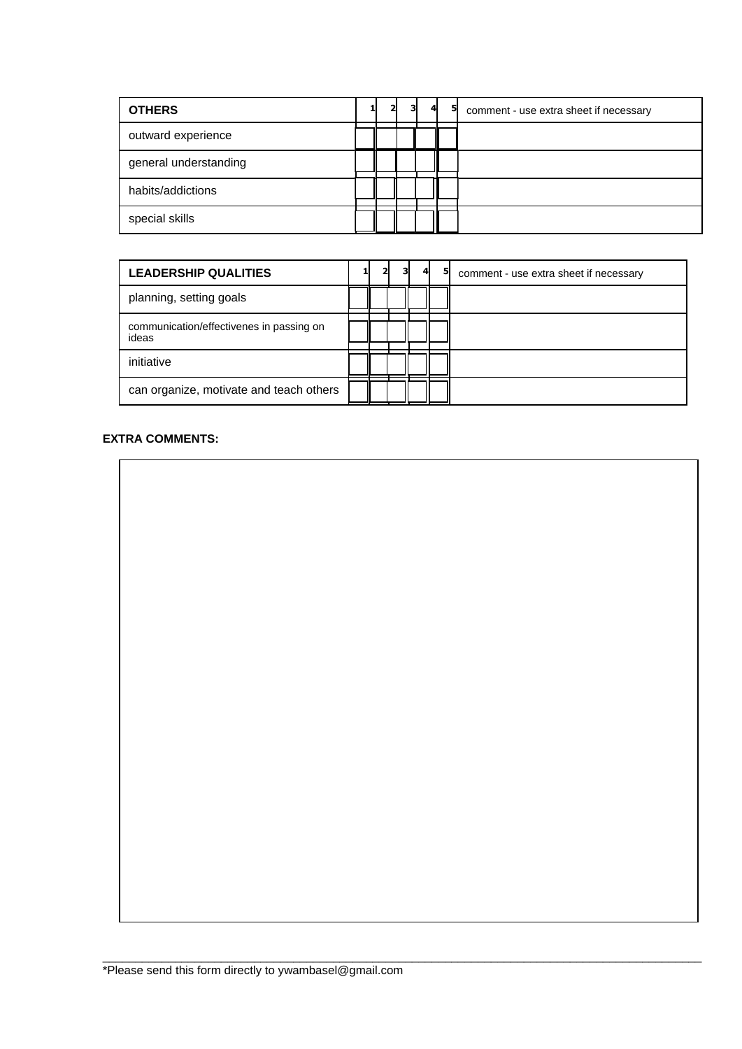| OTHERS | 1 | 2 | 3 | 4 | 5 | comment - use extra sheet if necessary |
|---|---|---|---|---|---|---|
| outward experience | | | | | | |
| general understanding | | | | | | |
| habits/addictions | | | | | | |
| special skills | | | | | | |

| LEADERSHIP QUALITIES | 1 | 2 | 3 | 4 | 5 | comment - use extra sheet if necessary |
|---|---|---|---|---|---|---|
| planning, setting goals | | | | | | |
| communication/effectivenes in passing on ideas | | | | | | |
| initiative | | | | | | |
| can organize, motivate and teach others | | | | | | |

**EXTRA COMMENTS:**

*Please send this form directly to ywambasel@gmail.com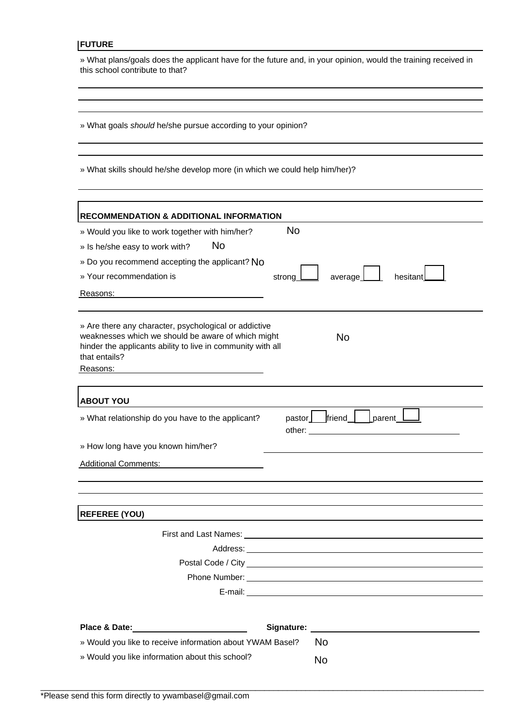## FUTURE

» What plans/goals does the applicant have for the future and, in your opinion, would the training received in this school contribute to that?

» What goals *should* he/she pursue according to your opinion?

» What skills should he/she develop more (in which we could help him/her)?

## RECOMMENDATION & ADDITIONAL INFORMATION

» Would you like to work together with him/her? No

» Is he/she easy to work with? No

» Do you recommend accepting the applicant? No

» Your recommendation is strong ☐ average ☐ hesitant ☐

Reasons:

» Are there any character, psychological or addictive weaknesses which we should be aware of which might hinder the applicants ability to live in community with all that entails? No

Reasons:

## ABOUT YOU

» What relationship do you have to the applicant? pastor ☐ friend ☐ parent ☐ other:

» How long have you known him/her?

Additional Comments:

## REFEREE (YOU)

First and Last Names:

Address:

Postal Code / City

Phone Number:

E-mail:

**Place & Date:** **Signature:**

» Would you like to receive information about YWAM Basel? No

» Would you like information about this school? No

*Please send this form directly to ywambasel@gmail.com